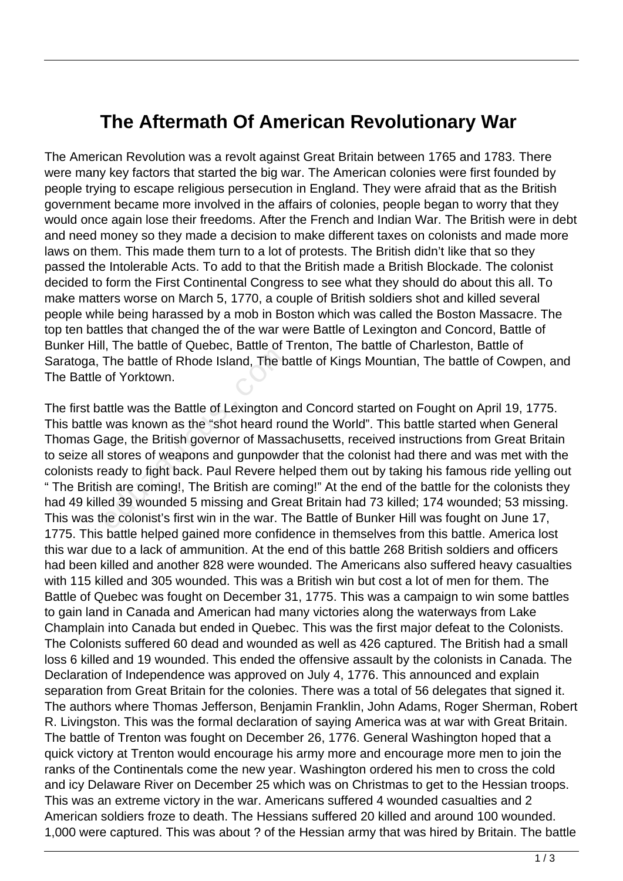# The Aftermath Of American Revolutionary War

The American Revolution was a revolt against Great Britain between 1765 and 1783. There were many key factors that started the big war. The American colonies were first founded by people trying to escape religious persecution in England. They were afraid that as the British government became more involved in the affairs of colonies, people began to worry that they would once again lose their freedoms. After the French and Indian War. The British were in debt and need money so they made a decision to make different taxes on colonists and made more laws on them. This made them turn to a lot of protests. The British didn't like that so they passed the Intolerable Acts. To add to that the British made a British Blockade. The colonist decided to form the First Continental Congress to see what they should do about this all. To make matters worse on March 5, 1770, a couple of British soldiers shot and killed several people while being harassed by a mob in Boston which was called the Boston Massacre. The top ten battles that changed the of the war were Battle of Lexington and Concord, Battle of Bunker Hill, The battle of Quebec, Battle of Trenton, The battle of Charleston, Battle of Saratoga, The battle of Rhode Island, The battle of Kings Mountian, The battle of Cowpen, and The Battle of Yorktown.

The first battle was the Battle of Lexington and Concord started on Fought on April 19, 1775. This battle was known as the "shot heard round the World". This battle started when General Thomas Gage, the British governor of Massachusetts, received instructions from Great Britain to seize all stores of weapons and gunpowder that the colonist had there and was met with the colonists ready to fight back. Paul Revere helped them out by taking his famous ride yelling out " The British are coming!, The British are coming!" At the end of the battle for the colonists they had 49 killed 39 wounded 5 missing and Great Britain had 73 killed; 174 wounded; 53 missing. This was the colonist's first win in the war. The Battle of Bunker Hill was fought on June 17, 1775. This battle helped gained more confidence in themselves from this battle. America lost this war due to a lack of ammunition. At the end of this battle 268 British soldiers and officers had been killed and another 828 were wounded. The Americans also suffered heavy casualties with 115 killed and 305 wounded. This was a British win but cost a lot of men for them. The Battle of Quebec was fought on December 31, 1775. This was a campaign to win some battles to gain land in Canada and American had many victories along the waterways from Lake Champlain into Canada but ended in Quebec. This was the first major defeat to the Colonists. The Colonists suffered 60 dead and wounded as well as 426 captured. The British had a small loss 6 killed and 19 wounded. This ended the offensive assault by the colonists in Canada. The Declaration of Independence was approved on July 4, 1776. This announced and explain separation from Great Britain for the colonies. There was a total of 56 delegates that signed it. The authors where Thomas Jefferson, Benjamin Franklin, John Adams, Roger Sherman, Robert R. Livingston. This was the formal declaration of saying America was at war with Great Britain. The battle of Trenton was fought on December 26, 1776. General Washington hoped that a quick victory at Trenton would encourage his army more and encourage more men to join the ranks of the Continentals come the new year. Washington ordered his men to cross the cold and icy Delaware River on December 25 which was on Christmas to get to the Hessian troops. This was an extreme victory in the war. Americans suffered 4 wounded casualties and 2 American soldiers froze to death. The Hessians suffered 20 killed and around 100 wounded. 1,000 were captured. This was about ? of the Hessian army that was hired by Britain. The battle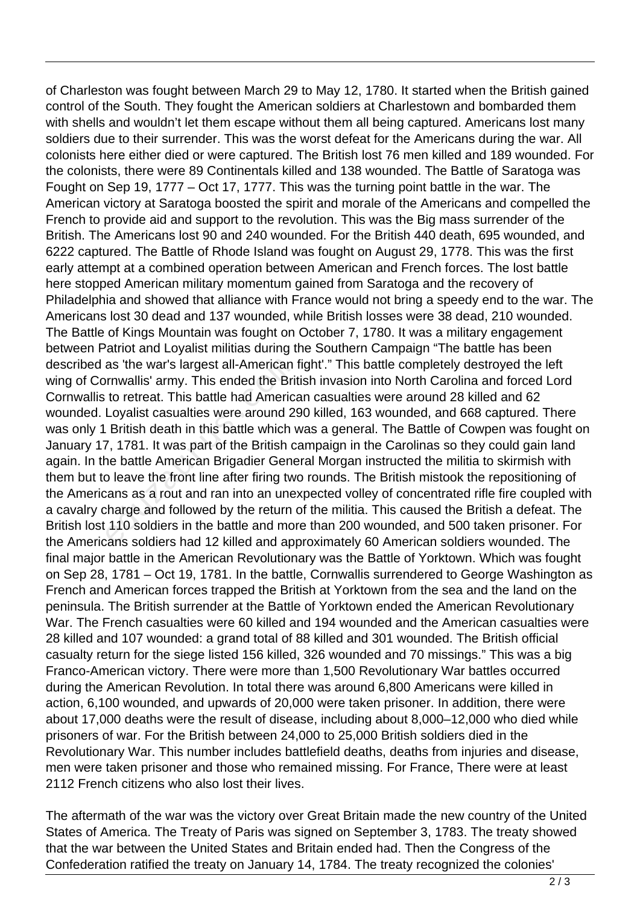of Charleston was fought between March 29 to May 12, 1780. It started when the British gained control of the South. They fought the American soldiers at Charlestown and bombarded them with shells and wouldn't let them escape without them all being captured. Americans lost many soldiers due to their surrender. This was the worst defeat for the Americans during the war. All colonists here either died or were captured. The British lost 76 men killed and 189 wounded. For the colonists, there were 89 Continentals killed and 138 wounded. The Battle of Saratoga was Fought on Sep 19, 1777 – Oct 17, 1777. This was the turning point battle in the war. The American victory at Saratoga boosted the spirit and morale of the Americans and compelled the French to provide aid and support to the revolution. This was the Big mass surrender of the British. The Americans lost 90 and 240 wounded. For the British 440 death, 695 wounded, and 6222 captured. The Battle of Rhode Island was fought on August 29, 1778. This was the first early attempt at a combined operation between American and French forces. The lost battle here stopped American military momentum gained from Saratoga and the recovery of Philadelphia and showed that alliance with France would not bring a speedy end to the war. The Americans lost 30 dead and 137 wounded, while British losses were 38 dead, 210 wounded. The Battle of Kings Mountain was fought on October 7, 1780. It was a military engagement between Patriot and Loyalist militias during the Southern Campaign "The battle has been described as 'the war's largest all-American fight'." This battle completely destroyed the left wing of Cornwallis' army. This ended the British invasion into North Carolina and forced Lord Cornwallis to retreat. This battle had American casualties were around 28 killed and 62 wounded. Loyalist casualties were around 290 killed, 163 wounded, and 668 captured. There was only 1 British death in this battle which was a general. The Battle of Cowpen was fought on January 17, 1781. It was part of the British campaign in the Carolinas so they could gain land again. In the battle American Brigadier General Morgan instructed the militia to skirmish with them but to leave the front line after firing two rounds. The British mistook the repositioning of the Americans as a rout and ran into an unexpected volley of concentrated rifle fire coupled with a cavalry charge and followed by the return of the militia. This caused the British a defeat. The British lost 110 soldiers in the battle and more than 200 wounded, and 500 taken prisoner. For the Americans soldiers had 12 killed and approximately 60 American soldiers wounded. The final major battle in the American Revolutionary was the Battle of Yorktown. Which was fought on Sep 28, 1781 – Oct 19, 1781. In the battle, Cornwallis surrendered to George Washington as French and American forces trapped the British at Yorktown from the sea and the land on the peninsula. The British surrender at the Battle of Yorktown ended the American Revolutionary War. The French casualties were 60 killed and 194 wounded and the American casualties were 28 killed and 107 wounded: a grand total of 88 killed and 301 wounded. The British official casualty return for the siege listed 156 killed, 326 wounded and 70 missings." This was a big Franco-American victory. There were more than 1,500 Revolutionary War battles occurred during the American Revolution. In total there was around 6,800 Americans were killed in action, 6,100 wounded, and upwards of 20,000 were taken prisoner. In addition, there were about 17,000 deaths were the result of disease, including about 8,000–12,000 who died while prisoners of war. For the British between 24,000 to 25,000 British soldiers died in the Revolutionary War. This number includes battlefield deaths, deaths from injuries and disease, men were taken prisoner and those who remained missing. For France, There were at least 2112 French citizens who also lost their lives.

The aftermath of the war was the victory over Great Britain made the new country of the United States of America. The Treaty of Paris was signed on September 3, 1783. The treaty showed that the war between the United States and Britain ended had. Then the Congress of the Confederation ratified the treaty on January 14, 1784. The treaty recognized the colonies'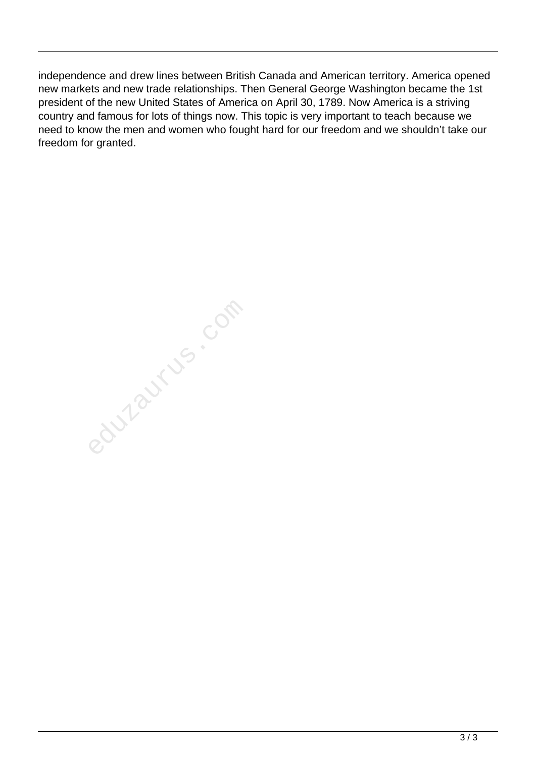independence and drew lines between British Canada and American territory. America opened new markets and new trade relationships. Then General George Washington became the 1st president of the new United States of America on April 30, 1789. Now America is a striving country and famous for lots of things now. This topic is very important to teach because we need to know the men and women who fought hard for our freedom and we shouldn't take our freedom for granted.